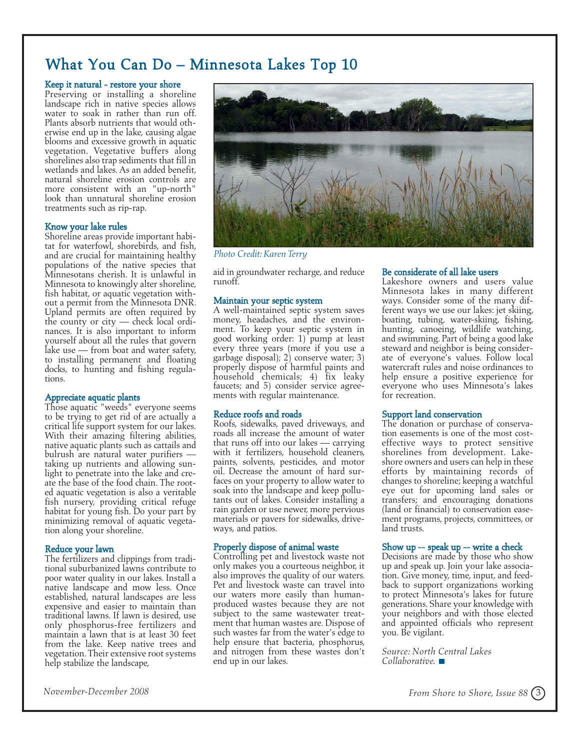# What You Can Do – Minnesota Lakes Top 10

### Keep it natural - restore your shore

Preserving or installing a shoreline landscape rich in native species allows water to soak in rather than run off. Plants absorb nutrients that would otherwise end up in the lake, causing algae blooms and excessive growth in aquatic vegetation. Vegetative buffers along shorelines also trap sediments that fill in wetlands and lakes. As an added benefit, natural shoreline erosion controls are more consistent with an "up-north" look than unnatural shoreline erosion treatments such as rip-rap.

### Know your lake rules

Shoreline areas provide important habitat for waterfowl, shorebirds, and fish, and are crucial for maintaining healthy populations of the native species that Minnesotans cherish. It is unlawful in Minnesota to knowingly alter shoreline, fish habitat, or aquatic vegetation without a permit from the Minnesota DNR. Upland permits are often required by the county or city — check local ordinances. It is also important to inform yourself about all the rules that govern lake use — from boat and water safety, to installing permanent and floating docks, to hunting and fishing regulations.

### Appreciate aquatic plants

Those aquatic "weeds" everyone seems to be trying to get rid of are actually a critical life support system for our lakes. With their amazing filtering abilities, native aquatic plants such as cattails and bulrush are natural water purifiers — taking up nutrients and allowing sunlight to penetrate into the lake and create the base of the food chain. The rooted aquatic vegetation is also a veritable fish nursery, providing critical refuge habitat for young fish. Do your part by minimizing removal of aquatic vegetation along your shoreline.

### Reduce your lawn

The fertilizers and clippings from traditional suburbanized lawns contribute to poor water quality in our lakes. Install a native landscape and mow less. Once established, natural landscapes are less expensive and easier to maintain than traditional lawns. If lawn is desired, use only phosphorus-free fertilizers and maintain a lawn that is at least 30 feet from the lake. Keep native trees and vegetation. Their extensive root systems help stabilize the landscape, aid in groundwater recharge, and reduce runoff.

*Photo Credit: Karen Terry*

### Maintain your septic system

A well-maintained septic system saves money, headaches, and the environment. To keep your septic system in good working order: 1) pump at least every three years (more if you use a garbage disposal); 2) conserve water; 3) properly dispose of harmful paints and household chemicals; 4) fix leaky faucets; and 5) consider service agreements with regular maintenance.

### Reduce roofs and roads

Roofs, sidewalks, paved driveways, and roads all increase the amount of water that runs off into our lakes — carrying with it fertilizers, household cleaners, paints, solvents, pesticides, and motor oil. Decrease the amount of hard surfaces on your property to allow water to soak into the landscape and keep pollutants out of lakes. Consider installing a rain garden or use newer, more pervious materials or pavers for sidewalks, driveways, and patios.

### Properly dispose of animal waste

Controlling pet and livestock waste not only makes you a courteous neighbor, it also improves the quality of our waters. Pet and livestock waste can travel into our waters more easily than human-produced wastes because they are not subject to the same wastewater treatment that human wastes are. Dispose of such wastes far from the water's edge to help ensure that bacteria, phosphorus, and nitrogen from these wastes don't end up in our lakes.

### Be considerate of all lake users

Lakeshore owners and users value Minnesota lakes in many different ways. Consider some of the many different ways we use our lakes: jet skiing, boating, tubing, water-skiing, fishing, hunting, canoeing, wildlife watching, and swimming. Part of being a good lake steward and neighbor is being considerate of everyone's values. Follow local watercraft rules and noise ordinances to help ensure a positive experience for everyone who uses Minnesota's lakes for recreation.

### Support land conservation

The donation or purchase of conservation easements is one of the most cost-effective ways to protect sensitive shorelines from development. Lakeshore owners and users can help in these efforts by maintaining records of changes to shoreline; keeping a watchful eye out for upcoming land sales or transfers; and encouraging donations (land or financial) to conservation easement programs, projects, committees, or land trusts.

### Show up -- speak up -- write a check

Decisions are made by those who show up and speak up. Join your lake association. Give money, time, input, and feedback to support organizations working to protect Minnesota's lakes for future generations. Share your knowledge with your neighbors and with those elected and appointed officials who represent you. Be vigilant.

*Source: North Central Lakes Collaborative.*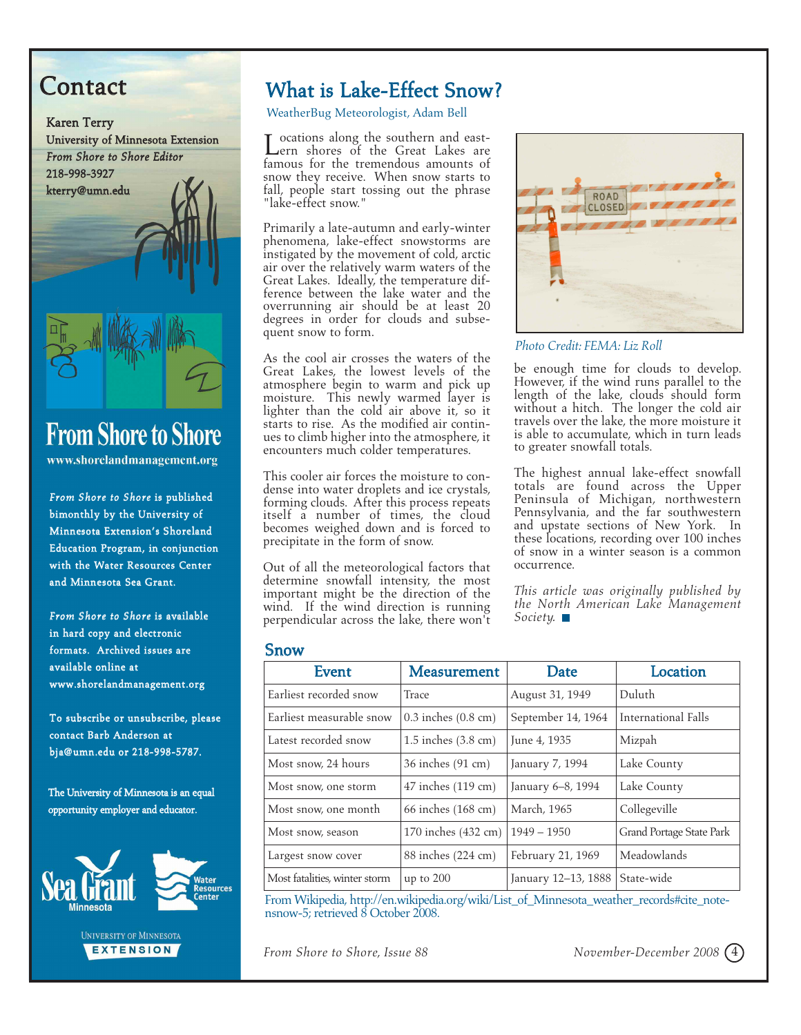## Contact

Karen Terry
University of Minnesota Extension
*From Shore to Shore Editor*
218-998-3927
kterry@umn.edu

**From Shore to Shore**
www.shorelandmanagement.org

*From Shore to Shore* is published bimonthly by the University of Minnesota Extension's Shoreland Education Program, in conjunction with the Water Resources Center and Minnesota Sea Grant.

*From Shore to Shore* is available in hard copy and electronic formats. Archived issues are available online at www.shorelandmanagement.org

To subscribe or unsubscribe, please contact Barb Anderson at bja@umn.edu or 218-998-5787.

The University of Minnesota is an equal opportunity employer and educator.

# What is Lake-Effect Snow?

WeatherBug Meteorologist, Adam Bell

Locations along the southern and eastern shores of the Great Lakes are famous for the tremendous amounts of snow they receive. When snow starts to fall, people start tossing out the phrase "lake-effect snow."

Primarily a late-autumn and early-winter phenomena, lake-effect snowstorms are instigated by the movement of cold, arctic air over the relatively warm waters of the Great Lakes. Ideally, the temperature difference between the lake water and the overrunning air should be at least 20 degrees in order for clouds and subsequent snow to form.

As the cool air crosses the waters of the Great Lakes, the lowest levels of the atmosphere begin to warm and pick up moisture. This newly warmed layer is lighter than the cold air above it, so it starts to rise. As the modified air continues to climb higher into the atmosphere, it encounters much colder temperatures.

This cooler air forces the moisture to condense into water droplets and ice crystals, forming clouds. After this process repeats itself a number of times, the cloud becomes weighed down and is forced to precipitate in the form of snow.

Out of all the meteorological factors that determine snowfall intensity, the most important might be the direction of the wind. If the wind direction is running perpendicular across the lake, there won't be enough time for clouds to develop. However, if the wind runs parallel to the length of the lake, clouds should form without a hitch. The longer the cold air travels over the lake, the more moisture it is able to accumulate, which in turn leads to greater snowfall totals.

*Photo Credit: FEMA: Liz Roll*

The highest annual lake-effect snowfall totals are found across the Upper Peninsula of Michigan, northwestern Pennsylvania, and the far southwestern and upstate sections of New York. In these locations, recording over 100 inches of snow in a winter season is a common occurrence.

*This article was originally published by the North American Lake Management Society.*

## Snow

| Event | Measurement | Date | Location |
|---|---|---|---|
| Earliest recorded snow | Trace | August 31, 1949 | Duluth |
| Earliest measurable snow | 0.3 inches (0.8 cm) | September 14, 1964 | International Falls |
| Latest recorded snow | 1.5 inches (3.8 cm) | June 4, 1935 | Mizpah |
| Most snow, 24 hours | 36 inches (91 cm) | January 7, 1994 | Lake County |
| Most snow, one storm | 47 inches (119 cm) | January 6–8, 1994 | Lake County |
| Most snow, one month | 66 inches (168 cm) | March, 1965 | Collegeville |
| Most snow, season | 170 inches (432 cm) | 1949 – 1950 | Grand Portage State Park |
| Largest snow cover | 88 inches (224 cm) | February 21, 1969 | Meadowlands |
| Most fatalities, winter storm | up to 200 | January 12–13, 1888 | State-wide |

From Wikipedia, http://en.wikipedia.org/wiki/List_of_Minnesota_weather_records#cite_note-nsnow-5; retrieved 8 October 2008.